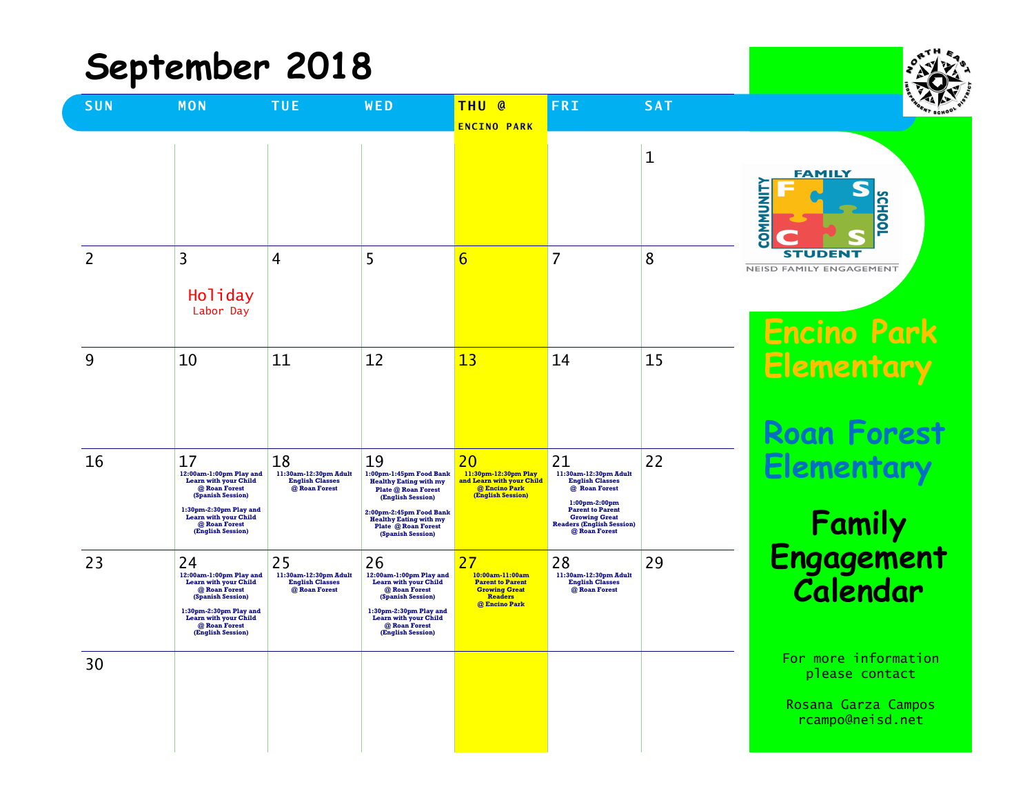# September 2018

| SUN | MON | TUE | WED | THU @ ENCINO PARK | FRI | SAT |
|---|---|---|---|---|---|---|
| | | | | | | 1 |
| 2 | 3<br>Holiday<br>Labor Day | 4 | 5 | 6 | 7 | 8 |
| 9 | 10 | 11 | 12 | 13 | 14 | 15 |
| 16 | 17<br>12:00am-1:00pm Play and Learn with your Child @ Roan Forest (Spanish Session)<br><br>1:30pm-2:30pm Play and Learn with your Child @ Roan Forest (English Session) | 18<br>11:30am-12:30pm Adult English Classes @ Roan Forest | 19<br>1:00pm-1:45pm Food Bank Healthy Eating with my Plate @ Roan Forest (English Session)<br><br>2:00pm-2:45pm Food Bank Healthy Eating with my Plate @ Roan Forest (Spanish Session) | 20<br>11:30pm-12:30pm Play and Learn with your Child @ Encino Park (English Session) | 21<br>11:30am-12:30pm Adult English Classes @ Roan Forest<br><br>1:00pm-2:00pm Parent to Parent Growing Great Readers (English Session) @ Roan Forest | 22 |
| 23 | 24<br>12:00am-1:00pm Play and Learn with your Child @ Roan Forest (Spanish Session)<br><br>1:30pm-2:30pm Play and Learn with your Child @ Roan Forest (English Session) | 25<br>11:30am-12:30pm Adult English Classes @ Roan Forest | 26<br>12:00am-1:00pm Play and Learn with your Child @ Roan Forest (Spanish Session)<br><br>1:30pm-2:30pm Play and Learn with your Child @ Roan Forest (English Session) | 27<br>10:00am-11:00am Parent to Parent Growing Great Readers @ Encino Park | 28<br>11:30am-12:30pm Adult English Classes @ Roan Forest | 29 |
| 30 | | | | | | |

FAMILY SCHOOL STUDENT COMMUNITY

NEISD FAMILY ENGAGEMENT

## Encino Park Elementary

## Roan Forest Elementary

## Family Engagement Calendar

For more information please contact

Rosana Garza Campos
rcampo@neisd.net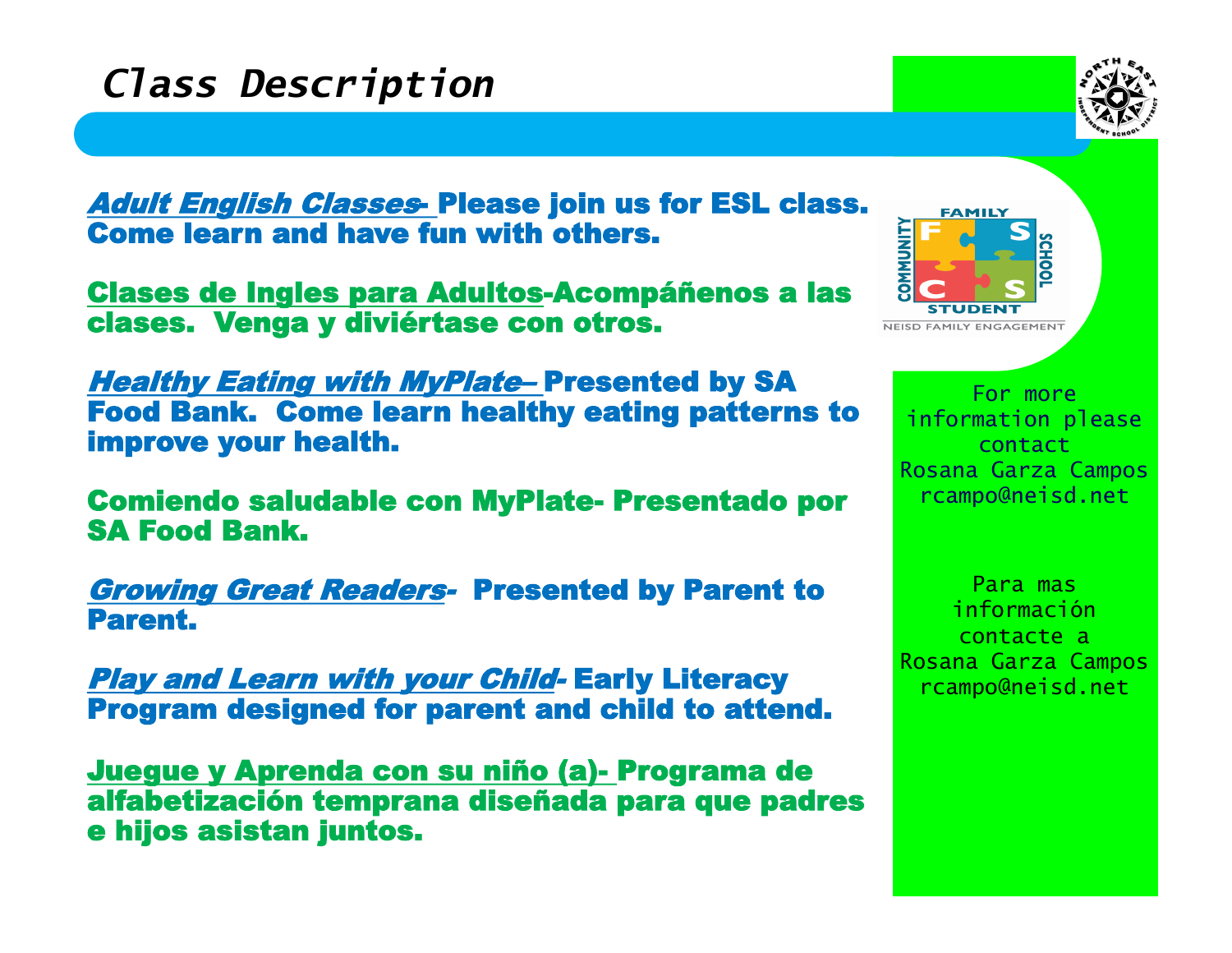# Class Description

***Adult English Classes*- Please join us for ESL class. Come learn and have fun with others.**

**Clases de Ingles para Adultos-Acompáñenos a las clases. Venga y diviértase con otros.**

***Healthy Eating with MyPlate*– Presented by SA Food Bank. Come learn healthy eating patterns to improve your health.**

**Comiendo saludable con MyPlate- Presentado por SA Food Bank.**

***Growing Great Readers*- Presented by Parent to Parent.**

***Play and Learn with your Child*- Early Literacy Program designed for parent and child to attend.**

**Juegue y Aprenda con su niño (a)- Programa de alfabetización temprana diseñada para que padres e hijos asistan juntos.**

FAMILY SCHOOL STUDENT COMMUNITY

NEISD FAMILY ENGAGEMENT

For more information please contact Rosana Garza Campos rcampo@neisd.net

Para mas información contacte a Rosana Garza Campos rcampo@neisd.net